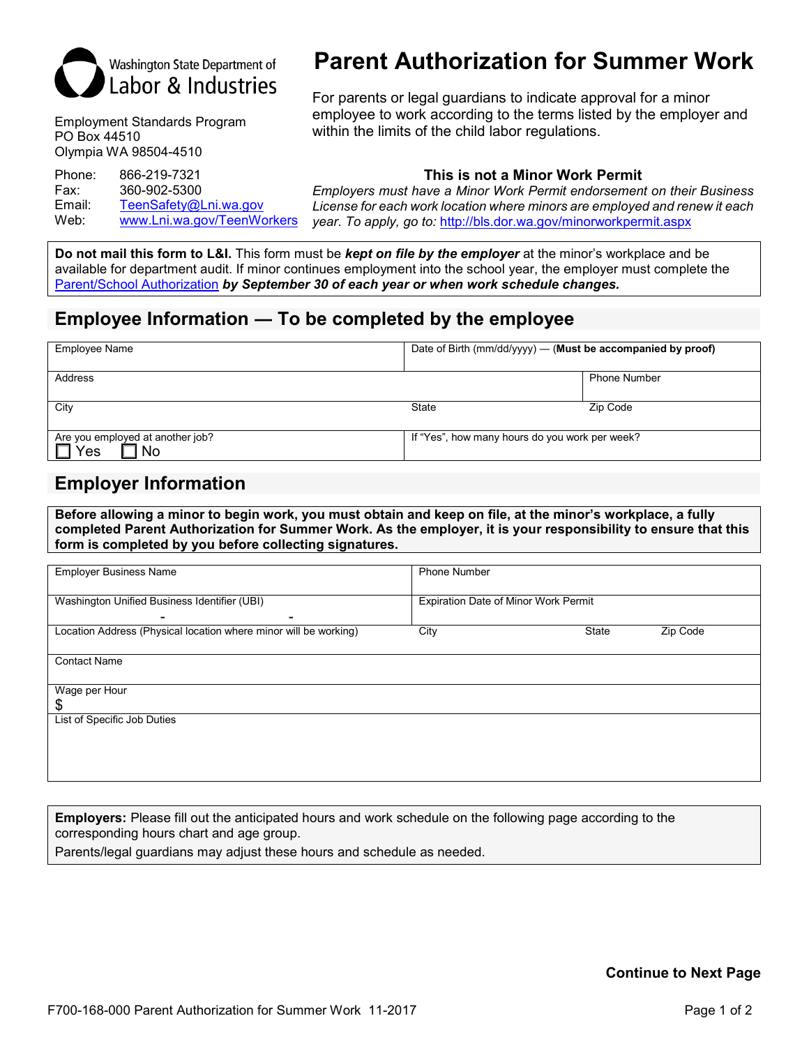Washington State Department of Labor & Industries

Employment Standards Program
PO Box 44510
Olympia WA 98504-4510

Phone: 866-219-7321
Fax: 360-902-5300
Email: TeenSafety@Lni.wa.gov
Web: www.Lni.wa.gov/TeenWorkers

# Parent Authorization for Summer Work

For parents or legal guardians to indicate approval for a minor employee to work according to the terms listed by the employer and within the limits of the child labor regulations.

**This is not a Minor Work Permit**

*Employers must have a Minor Work Permit endorsement on their Business License for each work location where minors are employed and renew it each year. To apply, go to:* http://bls.dor.wa.gov/minorworkpermit.aspx

**Do not mail this form to L&I.** This form must be ***kept on file by the employer*** at the minor's workplace and be available for department audit. If minor continues employment into the school year, the employer must complete the Parent/School Authorization ***by September 30 of each year or when work schedule changes.***

## Employee Information — To be completed by the employee

| Employee Name | | Date of Birth (mm/dd/yyyy) — (**Must be accompanied by proof**) |
|---|---|---|
| Address | | Phone Number |
| City | State | Zip Code |
| Are you employed at another job? ☐ Yes ☐ No | If "Yes", how many hours do you work per week? | |

## Employer Information

**Before allowing a minor to begin work, you must obtain and keep on file, at the minor's workplace, a fully completed Parent Authorization for Summer Work. As the employer, it is your responsibility to ensure that this form is completed by you before collecting signatures.**

| Employer Business Name | Phone Number | | |
|---|---|---|---|
| Washington Unified Business Identifier (UBI) - - | Expiration Date of Minor Work Permit | | |
| Location Address (Physical location where minor will be working) | City | State | Zip Code |
| Contact Name | | | |
| Wage per Hour $ | | | |
| List of Specific Job Duties | | | |

**Employers:** Please fill out the anticipated hours and work schedule on the following page according to the corresponding hours chart and age group.

Parents/legal guardians may adjust these hours and schedule as needed.

**Continue to Next Page**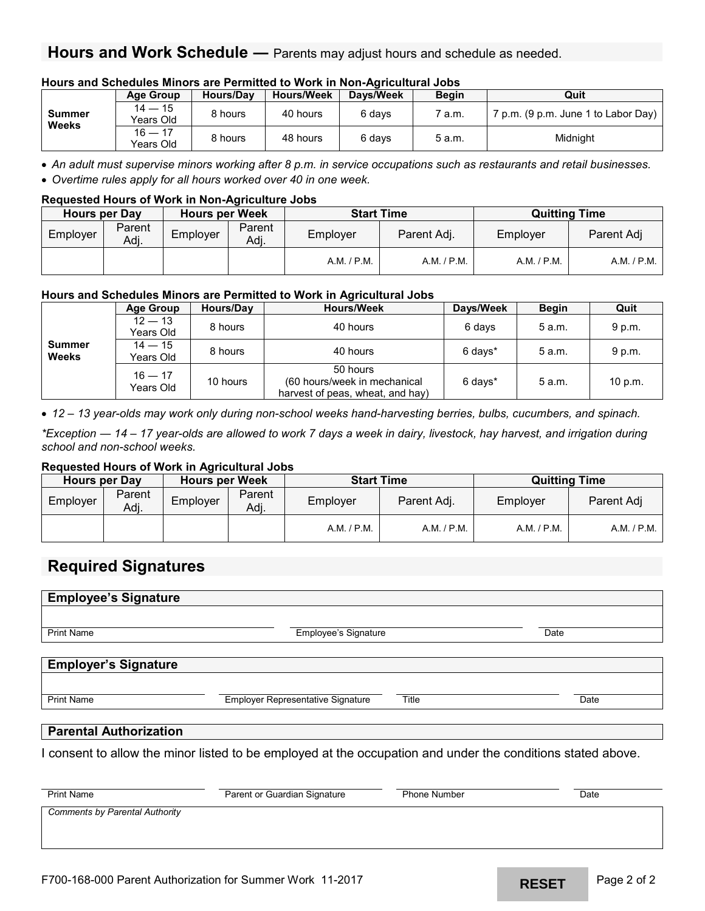## Hours and Work Schedule — Parents may adjust hours and schedule as needed.

**Hours and Schedules Minors are Permitted to Work in Non-Agricultural Jobs**

| | Age Group | Hours/Day | Hours/Week | Days/Week | Begin | Quit |
|---|---|---|---|---|---|---|
| **Summer Weeks** | 14 — 15 Years Old | 8 hours | 40 hours | 6 days | 7 a.m. | 7 p.m. (9 p.m. June 1 to Labor Day) |
| | 16 — 17 Years Old | 8 hours | 48 hours | 6 days | 5 a.m. | Midnight |

- *An adult must supervise minors working after 8 p.m. in service occupations such as restaurants and retail businesses.*
- *Overtime rules apply for all hours worked over 40 in one week.*

**Requested Hours of Work in Non-Agriculture Jobs**

| Hours per Day | | Hours per Week | | Start Time | | Quitting Time | |
|---|---|---|---|---|---|---|---|
| Employer | Parent Adj. | Employer | Parent Adj. | Employer | Parent Adj. | Employer | Parent Adj |
| | | | | A.M. / P.M. | A.M. / P.M. | A.M. / P.M. | A.M. / P.M. |

**Hours and Schedules Minors are Permitted to Work in Agricultural Jobs**

| | Age Group | Hours/Day | Hours/Week | Days/Week | Begin | Quit |
|---|---|---|---|---|---|---|
| **Summer Weeks** | 12 — 13 Years Old | 8 hours | 40 hours | 6 days | 5 a.m. | 9 p.m. |
| | 14 — 15 Years Old | 8 hours | 40 hours | 6 days* | 5 a.m. | 9 p.m. |
| | 16 — 17 Years Old | 10 hours | 50 hours (60 hours/week in mechanical harvest of peas, wheat, and hay) | 6 days* | 5 a.m. | 10 p.m. |

- *12 – 13 year-olds may work only during non-school weeks hand-harvesting berries, bulbs, cucumbers, and spinach.*

*\*Exception — 14 – 17 year-olds are allowed to work 7 days a week in dairy, livestock, hay harvest, and irrigation during school and non-school weeks.*

**Requested Hours of Work in Agricultural Jobs**

| Hours per Day | | Hours per Week | | Start Time | | Quitting Time | |
|---|---|---|---|---|---|---|---|
| Employer | Parent Adj. | Employer | Parent Adj. | Employer | Parent Adj. | Employer | Parent Adj |
| | | | | A.M. / P.M. | A.M. / P.M. | A.M. / P.M. | A.M. / P.M. |

## Required Signatures

**Employee's Signature**

Print Name _______________ Employee's Signature _______________ Date _______________

**Employer's Signature**

Print Name _______________ Employer Representative Signature _______________ Title _______________ Date _______________

**Parental Authorization**

I consent to allow the minor listed to be employed at the occupation and under the conditions stated above.

Print Name _______________ Parent or Guardian Signature _______________ Phone Number _______________ Date _______________

*Comments by Parental Authority*

F700-168-000 Parent Authorization for Summer Work 11-2017

RESET